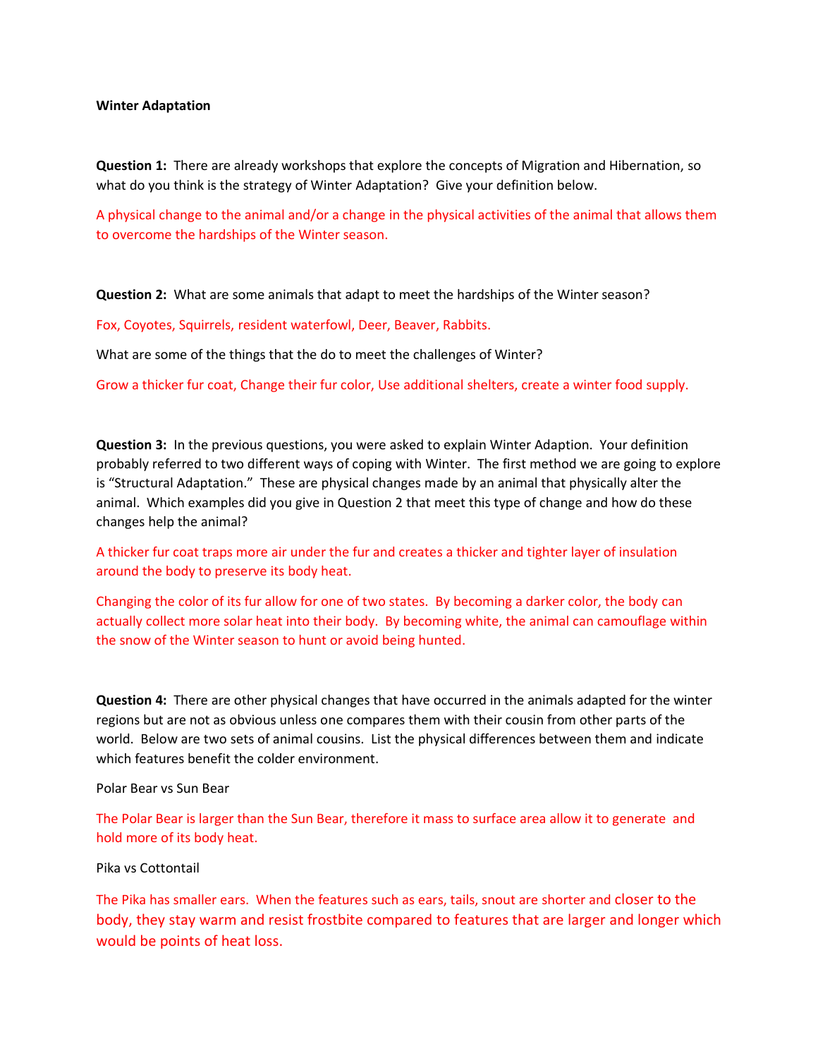**Winter Adaptation**

**Question 1:** There are already workshops that explore the concepts of Migration and Hibernation, so what do you think is the strategy of Winter Adaptation? Give your definition below.

A physical change to the animal and/or a change in the physical activities of the animal that allows them to overcome the hardships of the Winter season.

**Question 2:** What are some animals that adapt to meet the hardships of the Winter season?

Fox, Coyotes, Squirrels, resident waterfowl, Deer, Beaver, Rabbits.

What are some of the things that the do to meet the challenges of Winter?

Grow a thicker fur coat, Change their fur color, Use additional shelters, create a winter food supply.

**Question 3:** In the previous questions, you were asked to explain Winter Adaption. Your definition probably referred to two different ways of coping with Winter. The first method we are going to explore is "Structural Adaptation." These are physical changes made by an animal that physically alter the animal. Which examples did you give in Question 2 that meet this type of change and how do these changes help the animal?

A thicker fur coat traps more air under the fur and creates a thicker and tighter layer of insulation around the body to preserve its body heat.

Changing the color of its fur allow for one of two states. By becoming a darker color, the body can actually collect more solar heat into their body. By becoming white, the animal can camouflage within the snow of the Winter season to hunt or avoid being hunted.

**Question 4:** There are other physical changes that have occurred in the animals adapted for the winter regions but are not as obvious unless one compares them with their cousin from other parts of the world. Below are two sets of animal cousins. List the physical differences between them and indicate which features benefit the colder environment.

Polar Bear vs Sun Bear

The Polar Bear is larger than the Sun Bear, therefore it mass to surface area allow it to generate and hold more of its body heat.

Pika vs Cottontail

The Pika has smaller ears. When the features such as ears, tails, snout are shorter and closer to the body, they stay warm and resist frostbite compared to features that are larger and longer which would be points of heat loss.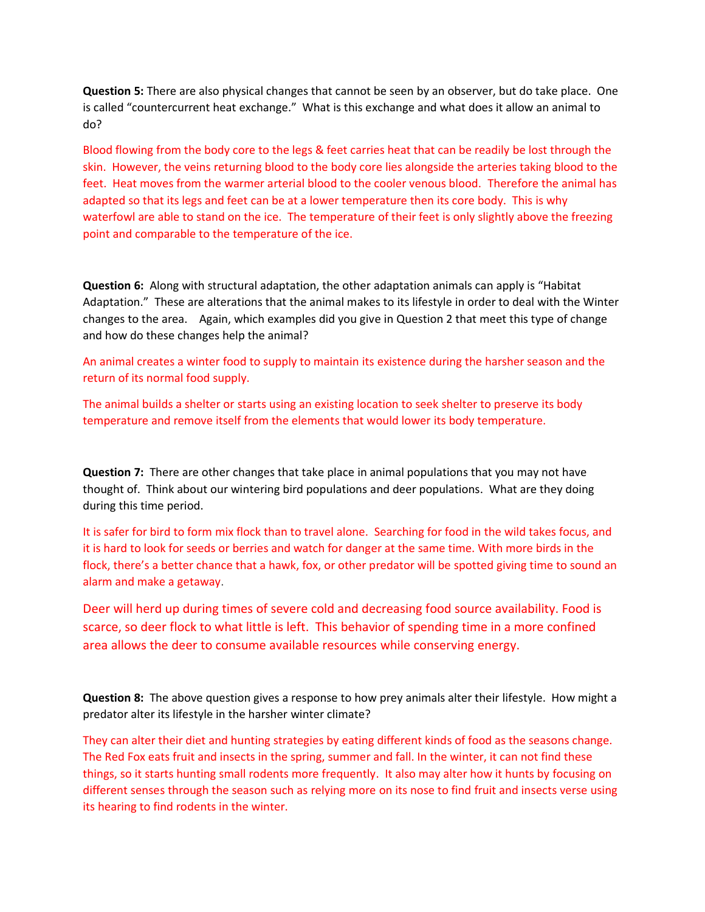**Question 5:** There are also physical changes that cannot be seen by an observer, but do take place. One is called "countercurrent heat exchange." What is this exchange and what does it allow an animal to do?

Blood flowing from the body core to the legs & feet carries heat that can be readily be lost through the skin. However, the veins returning blood to the body core lies alongside the arteries taking blood to the feet. Heat moves from the warmer arterial blood to the cooler venous blood. Therefore the animal has adapted so that its legs and feet can be at a lower temperature then its core body. This is why waterfowl are able to stand on the ice. The temperature of their feet is only slightly above the freezing point and comparable to the temperature of the ice.

**Question 6:** Along with structural adaptation, the other adaptation animals can apply is "Habitat Adaptation." These are alterations that the animal makes to its lifestyle in order to deal with the Winter changes to the area. Again, which examples did you give in Question 2 that meet this type of change and how do these changes help the animal?

An animal creates a winter food to supply to maintain its existence during the harsher season and the return of its normal food supply.

The animal builds a shelter or starts using an existing location to seek shelter to preserve its body temperature and remove itself from the elements that would lower its body temperature.

**Question 7:** There are other changes that take place in animal populations that you may not have thought of. Think about our wintering bird populations and deer populations. What are they doing during this time period.

It is safer for bird to form mix flock than to travel alone. Searching for food in the wild takes focus, and it is hard to look for seeds or berries and watch for danger at the same time. With more birds in the flock, there's a better chance that a hawk, fox, or other predator will be spotted giving time to sound an alarm and make a getaway.

Deer will herd up during times of severe cold and decreasing food source availability. Food is scarce, so deer flock to what little is left. This behavior of spending time in a more confined area allows the deer to consume available resources while conserving energy.

**Question 8:** The above question gives a response to how prey animals alter their lifestyle. How might a predator alter its lifestyle in the harsher winter climate?

They can alter their diet and hunting strategies by eating different kinds of food as the seasons change. The Red Fox eats fruit and insects in the spring, summer and fall. In the winter, it can not find these things, so it starts hunting small rodents more frequently. It also may alter how it hunts by focusing on different senses through the season such as relying more on its nose to find fruit and insects verse using its hearing to find rodents in the winter.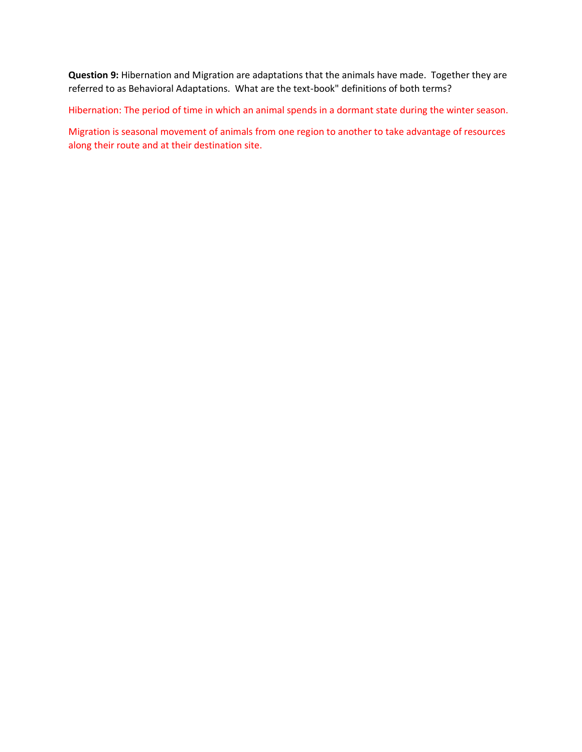**Question 9:** Hibernation and Migration are adaptations that the animals have made. Together they are referred to as Behavioral Adaptations. What are the text-book" definitions of both terms?

Hibernation: The period of time in which an animal spends in a dormant state during the winter season.

Migration is seasonal movement of animals from one region to another to take advantage of resources along their route and at their destination site.